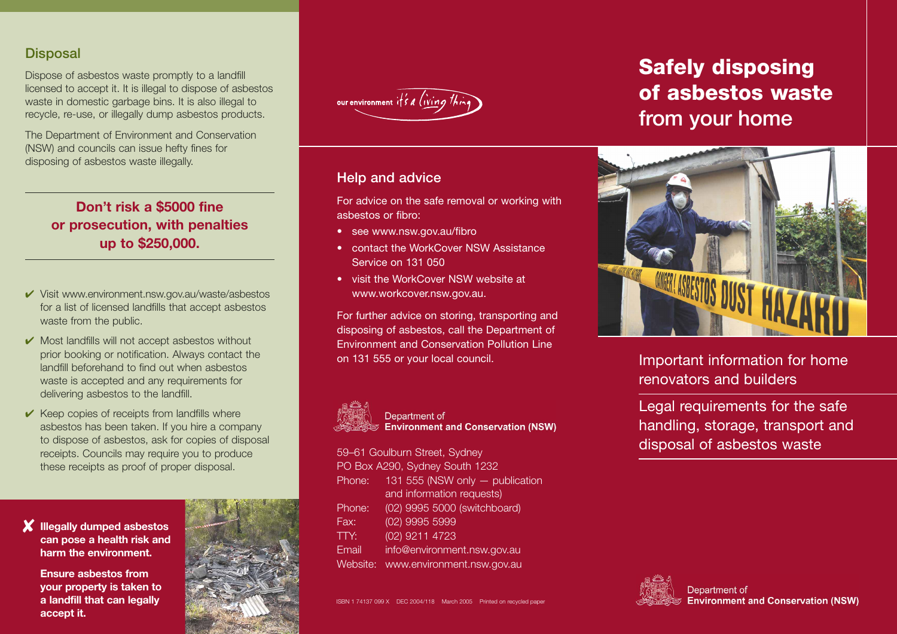## Disposal

Dispose of asbestos waste promptly to a landfill licensed to accept it. It is illegal to dispose of asbestos waste in domestic garbage bins. It is also illegal to recycle, re-use, or illegally dump asbestos products.

The Department of Environment and Conservation (NSW) and councils can issue hefty fines for disposing of asbestos waste illegally.

**Don't risk a $5000 fine or prosecution, with penalties up to $250,000.**

- ✔ Visit www.environment.nsw.gov.au/waste/asbestos for a list of licensed landfills that accept asbestos waste from the public.
- ✔ Most landfills will not accept asbestos without prior booking or notification. Always contact the landfill beforehand to find out when asbestos waste is accepted and any requirements for delivering asbestos to the landfill.
- ✔ Keep copies of receipts from landfills where asbestos has been taken. If you hire a company to dispose of asbestos, ask for copies of disposal receipts. Councils may require you to produce these receipts as proof of proper disposal.

✘ **Illegally dumped asbestos can pose a health risk and harm the environment.**

**Ensure asbestos from your property is taken to a landfill that can legally accept it.**

our environment it's a living thing

## Help and advice

For advice on the safe removal or working with asbestos or fibro:

- see www.nsw.gov.au/fibro
- contact the WorkCover NSW Assistance Service on 131 050
- visit the WorkCover NSW website at www.workcover.nsw.gov.au.

For further advice on storing, transporting and disposing of asbestos, call the Department of Environment and Conservation Pollution Line on 131 555 or your local council.

Department of
**Environment and Conservation (NSW)**

59–61 Goulburn Street, Sydney
PO Box A290, Sydney South 1232
Phone: 131 555 (NSW only — publication and information requests)
Phone: (02) 9995 5000 (switchboard)
Fax: (02) 9995 5999
TTY: (02) 9211 4723
Email info@environment.nsw.gov.au
Website: www.environment.nsw.gov.au

ISBN 1 74137 099 X DEC 2004/118 March 2005 Printed on recycled paper

# Safely disposing of asbestos waste from your home

Important information for home renovators and builders

Legal requirements for the safe handling, storage, transport and disposal of asbestos waste

Department of
**Environment and Conservation (NSW)**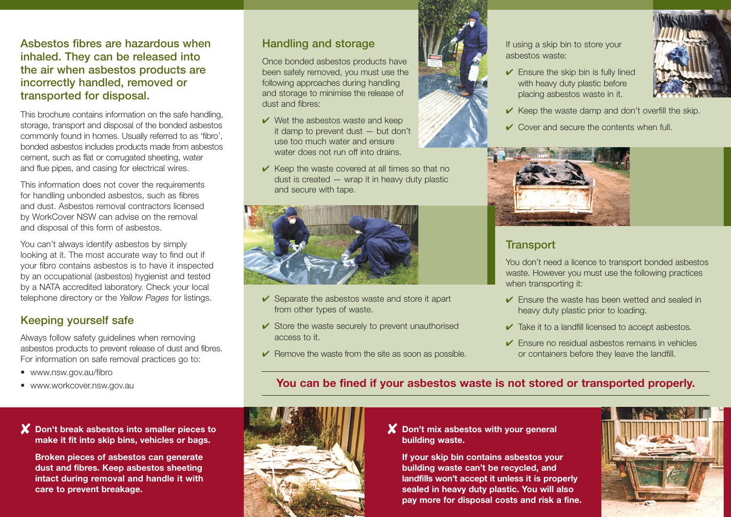**Asbestos fibres are hazardous when inhaled. They can be released into the air when asbestos products are incorrectly handled, removed or transported for disposal.**

This brochure contains information on the safe handling, storage, transport and disposal of the bonded asbestos commonly found in homes. Usually referred to as 'fibro', bonded asbestos includes products made from asbestos cement, such as flat or corrugated sheeting, water and flue pipes, and casing for electrical wires.

This information does not cover the requirements for handling unbonded asbestos, such as fibres and dust. Asbestos removal contractors licensed by WorkCover NSW can advise on the removal and disposal of this form of asbestos.

You can't always identify asbestos by simply looking at it. The most accurate way to find out if your fibro contains asbestos is to have it inspected by an occupational (asbestos) hygienist and tested by a NATA accredited laboratory. Check your local telephone directory or the *Yellow Pages* for listings.

## Keeping yourself safe

Always follow safety guidelines when removing asbestos products to prevent release of dust and fibres. For information on safe removal practices go to:

- www.nsw.gov.au/fibro
- www.workcover.nsw.gov.au

## Handling and storage

Once bonded asbestos products have been safely removed, you must use the following approaches during handling and storage to minimise the release of dust and fibres:

- ✔ Wet the asbestos waste and keep it damp to prevent dust — but don't use too much water and ensure water does not run off into drains.
- ✔ Keep the waste covered at all times so that no dust is created — wrap it in heavy duty plastic and secure with tape.
- ✔ Separate the asbestos waste and store it apart from other types of waste.
- ✔ Store the waste securely to prevent unauthorised access to it.
- ✔ Remove the waste from the site as soon as possible.

If using a skip bin to store your asbestos waste:

- ✔ Ensure the skip bin is fully lined with heavy duty plastic before placing asbestos waste in it.
- ✔ Keep the waste damp and don't overfill the skip.
- ✔ Cover and secure the contents when full.

## Transport

You don't need a licence to transport bonded asbestos waste. However you must use the following practices when transporting it:

- ✔ Ensure the waste has been wetted and sealed in heavy duty plastic prior to loading.
- ✔ Take it to a landfill licensed to accept asbestos.
- ✔ Ensure no residual asbestos remains in vehicles or containers before they leave the landfill.

**You can be fined if your asbestos waste is not stored or transported properly.**

✘ **Don't break asbestos into smaller pieces to make it fit into skip bins, vehicles or bags.**

**Broken pieces of asbestos can generate dust and fibres. Keep asbestos sheeting intact during removal and handle it with care to prevent breakage.**

✘ **Don't mix asbestos with your general building waste.**

**If your skip bin contains asbestos your building waste can't be recycled, and landfills won't accept it unless it is properly sealed in heavy duty plastic. You will also pay more for disposal costs and risk a fine.**